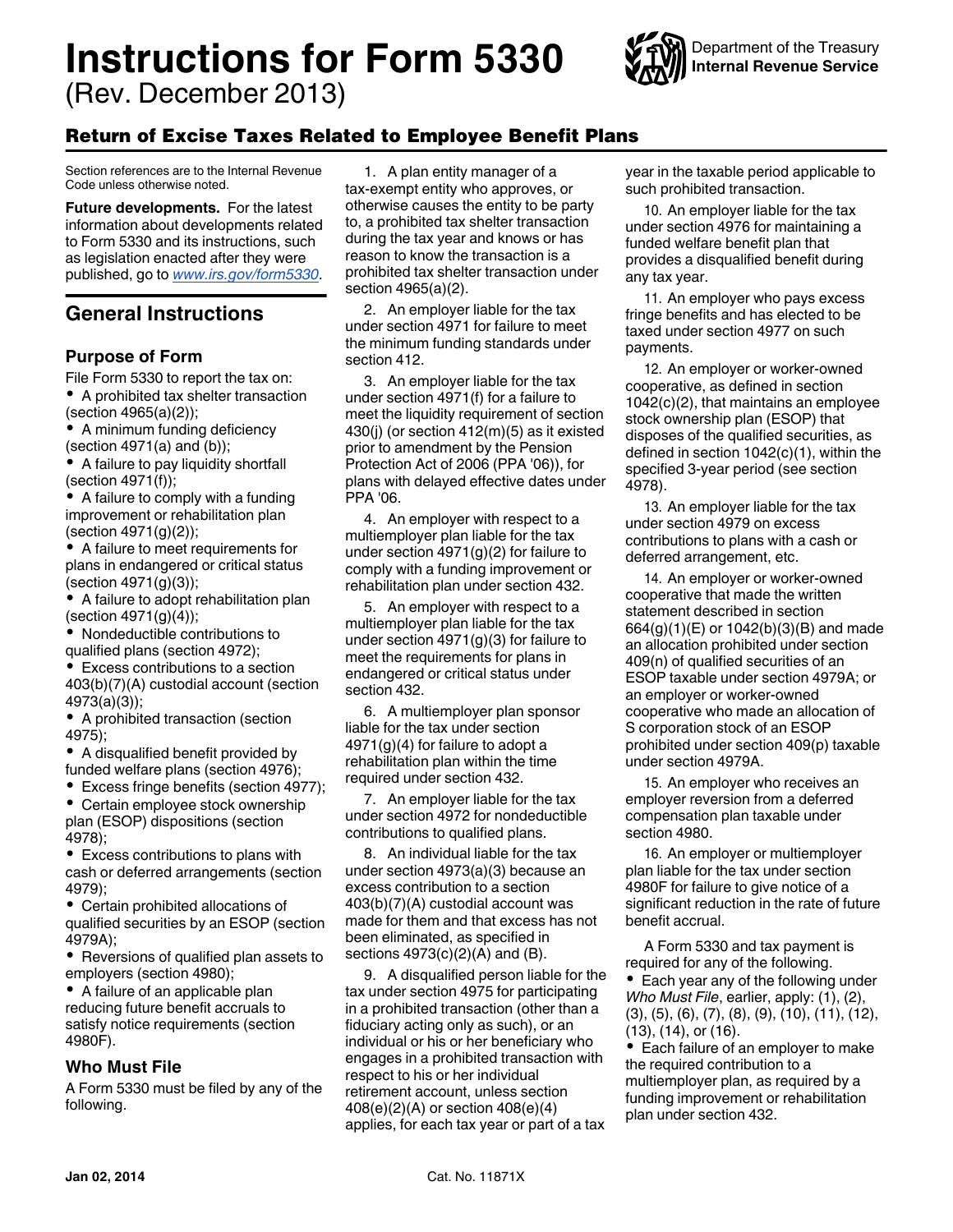# Instructions for Form 5330

(Rev. December 2013)

Department of the Treasury
**Internal Revenue Service**

## Return of Excise Taxes Related to Employee Benefit Plans

Section references are to the Internal Revenue Code unless otherwise noted.

**Future developments.** For the latest information about developments related to Form 5330 and its instructions, such as legislation enacted after they were published, go to *www.irs.gov/form5330*.

## General Instructions

### Purpose of Form

File Form 5330 to report the tax on:

- A prohibited tax shelter transaction (section 4965(a)(2));
- A minimum funding deficiency (section 4971(a) and (b));
- A failure to pay liquidity shortfall (section 4971(f));
- A failure to comply with a funding improvement or rehabilitation plan (section 4971(g)(2));
- A failure to meet requirements for plans in endangered or critical status (section 4971(g)(3));
- A failure to adopt rehabilitation plan (section 4971(g)(4));
- Nondeductible contributions to qualified plans (section 4972);
- Excess contributions to a section 403(b)(7)(A) custodial account (section 4973(a)(3));
- A prohibited transaction (section 4975);
- A disqualified benefit provided by funded welfare plans (section 4976);
- Excess fringe benefits (section 4977);
- Certain employee stock ownership plan (ESOP) dispositions (section 4978);
- Excess contributions to plans with cash or deferred arrangements (section 4979);
- Certain prohibited allocations of qualified securities by an ESOP (section 4979A);
- Reversions of qualified plan assets to employers (section 4980);
- A failure of an applicable plan reducing future benefit accruals to satisfy notice requirements (section 4980F).

### Who Must File

A Form 5330 must be filed by any of the following.

1. A plan entity manager of a tax-exempt entity who approves, or otherwise causes the entity to be party to, a prohibited tax shelter transaction during the tax year and knows or has reason to know the transaction is a prohibited tax shelter transaction under section 4965(a)(2).

2. An employer liable for the tax under section 4971 for failure to meet the minimum funding standards under section 412.

3. An employer liable for the tax under section 4971(f) for a failure to meet the liquidity requirement of section 430(j) (or section 412(m)(5) as it existed prior to amendment by the Pension Protection Act of 2006 (PPA '06)), for plans with delayed effective dates under PPA '06.

4. An employer with respect to a multiemployer plan liable for the tax under section 4971(g)(2) for failure to comply with a funding improvement or rehabilitation plan under section 432.

5. An employer with respect to a multiemployer plan liable for the tax under section 4971(g)(3) for failure to meet the requirements for plans in endangered or critical status under section 432.

6. A multiemployer plan sponsor liable for the tax under section 4971(g)(4) for failure to adopt a rehabilitation plan within the time required under section 432.

7. An employer liable for the tax under section 4972 for nondeductible contributions to qualified plans.

8. An individual liable for the tax under section 4973(a)(3) because an excess contribution to a section 403(b)(7)(A) custodial account was made for them and that excess has not been eliminated, as specified in sections 4973(c)(2)(A) and (B).

9. A disqualified person liable for the tax under section 4975 for participating in a prohibited transaction (other than a fiduciary acting only as such), or an individual or his or her beneficiary who engages in a prohibited transaction with respect to his or her individual retirement account, unless section 408(e)(2)(A) or section 408(e)(4) applies, for each tax year or part of a tax year in the taxable period applicable to such prohibited transaction.

10. An employer liable for the tax under section 4976 for maintaining a funded welfare benefit plan that provides a disqualified benefit during any tax year.

11. An employer who pays excess fringe benefits and has elected to be taxed under section 4977 on such payments.

12. An employer or worker-owned cooperative, as defined in section 1042(c)(2), that maintains an employee stock ownership plan (ESOP) that disposes of the qualified securities, as defined in section 1042(c)(1), within the specified 3-year period (see section 4978).

13. An employer liable for the tax under section 4979 on excess contributions to plans with a cash or deferred arrangement, etc.

14. An employer or worker-owned cooperative that made the written statement described in section 664(g)(1)(E) or 1042(b)(3)(B) and made an allocation prohibited under section 409(n) of qualified securities of an ESOP taxable under section 4979A; or an employer or worker-owned cooperative who made an allocation of S corporation stock of an ESOP prohibited under section 409(p) taxable under section 4979A.

15. An employer who receives an employer reversion from a deferred compensation plan taxable under section 4980.

16. An employer or multiemployer plan liable for the tax under section 4980F for failure to give notice of a significant reduction in the rate of future benefit accrual.

A Form 5330 and tax payment is required for any of the following.

- Each year any of the following under *Who Must File*, earlier, apply: (1), (2), (3), (5), (6), (7), (8), (9), (10), (11), (12), (13), (14), or (16).
- Each failure of an employer to make the required contribution to a multiemployer plan, as required by a funding improvement or rehabilitation plan under section 432.

Jan 02, 2014 Cat. No. 11871X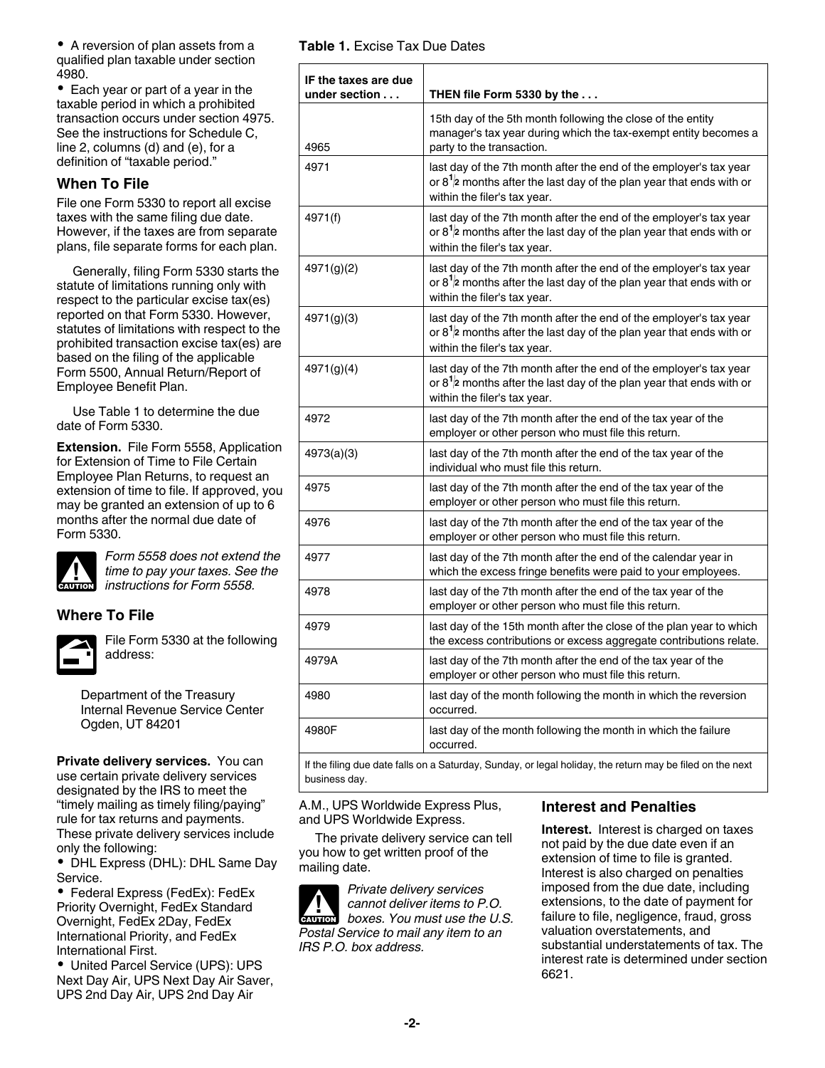- A reversion of plan assets from a qualified plan taxable under section 4980.
- Each year or part of a year in the taxable period in which a prohibited transaction occurs under section 4975. See the instructions for Schedule C, line 2, columns (d) and (e), for a definition of "taxable period."

## When To File

File one Form 5330 to report all excise taxes with the same filing due date. However, if the taxes are from separate plans, file separate forms for each plan.

Generally, filing Form 5330 starts the statute of limitations running only with respect to the particular excise tax(es) reported on that Form 5330. However, statutes of limitations with respect to the prohibited transaction excise tax(es) are based on the filing of the applicable Form 5500, Annual Return/Report of Employee Benefit Plan.

Use Table 1 to determine the due date of Form 5330.

**Extension.** File Form 5558, Application for Extension of Time to File Certain Employee Plan Returns, to request an extension of time to file. If approved, you may be granted an extension of up to 6 months after the normal due date of Form 5330.

> **CAUTION:** *Form 5558 does not extend the time to pay your taxes. See the instructions for Form 5558.*

## Where To File

File Form 5330 at the following address:

Department of the Treasury
Internal Revenue Service Center
Ogden, UT 84201

**Private delivery services.** You can use certain private delivery services designated by the IRS to meet the "timely mailing as timely filing/paying" rule for tax returns and payments. These private delivery services include only the following:

- DHL Express (DHL): DHL Same Day Service.
- Federal Express (FedEx): FedEx Priority Overnight, FedEx Standard Overnight, FedEx 2Day, FedEx International Priority, and FedEx International First.
- United Parcel Service (UPS): UPS Next Day Air, UPS Next Day Air Saver, UPS 2nd Day Air, UPS 2nd Day Air A.M., UPS Worldwide Express Plus, and UPS Worldwide Express.

The private delivery service can tell you how to get written proof of the mailing date.

> **CAUTION:** *Private delivery services cannot deliver items to P.O. boxes. You must use the U.S. Postal Service to mail any item to an IRS P.O. box address.*

**Table 1.** Excise Tax Due Dates

| IF the taxes are due under section . . . | THEN file Form 5330 by the . . . |
|---|---|
| 4965 | 15th day of the 5th month following the close of the entity manager's tax year during which the tax-exempt entity becomes a party to the transaction. |
| 4971 | last day of the 7th month after the end of the employer's tax year or 8½ months after the last day of the plan year that ends with or within the filer's tax year. |
| 4971(f) | last day of the 7th month after the end of the employer's tax year or 8½ months after the last day of the plan year that ends with or within the filer's tax year. |
| 4971(g)(2) | last day of the 7th month after the end of the employer's tax year or 8½ months after the last day of the plan year that ends with or within the filer's tax year. |
| 4971(g)(3) | last day of the 7th month after the end of the employer's tax year or 8½ months after the last day of the plan year that ends with or within the filer's tax year. |
| 4971(g)(4) | last day of the 7th month after the end of the employer's tax year or 8½ months after the last day of the plan year that ends with or within the filer's tax year. |
| 4972 | last day of the 7th month after the end of the tax year of the employer or other person who must file this return. |
| 4973(a)(3) | last day of the 7th month after the end of the tax year of the individual who must file this return. |
| 4975 | last day of the 7th month after the end of the tax year of the employer or other person who must file this return. |
| 4976 | last day of the 7th month after the end of the tax year of the employer or other person who must file this return. |
| 4977 | last day of the 7th month after the end of the calendar year in which the excess fringe benefits were paid to your employees. |
| 4978 | last day of the 7th month after the end of the tax year of the employer or other person who must file this return. |
| 4979 | last day of the 15th month after the close of the plan year to which the excess contributions or excess aggregate contributions relate. |
| 4979A | last day of the 7th month after the end of the tax year of the employer or other person who must file this return. |
| 4980 | last day of the month following the month in which the reversion occurred. |
| 4980F | last day of the month following the month in which the failure occurred. |

If the filing due date falls on a Saturday, Sunday, or legal holiday, the return may be filed on the next business day.

## Interest and Penalties

**Interest.** Interest is charged on taxes not paid by the due date even if an extension of time to file is granted. Interest is also charged on penalties imposed from the due date, including extensions, to the date of payment for failure to file, negligence, fraud, gross valuation overstatements, and substantial understatements of tax. The interest rate is determined under section 6621.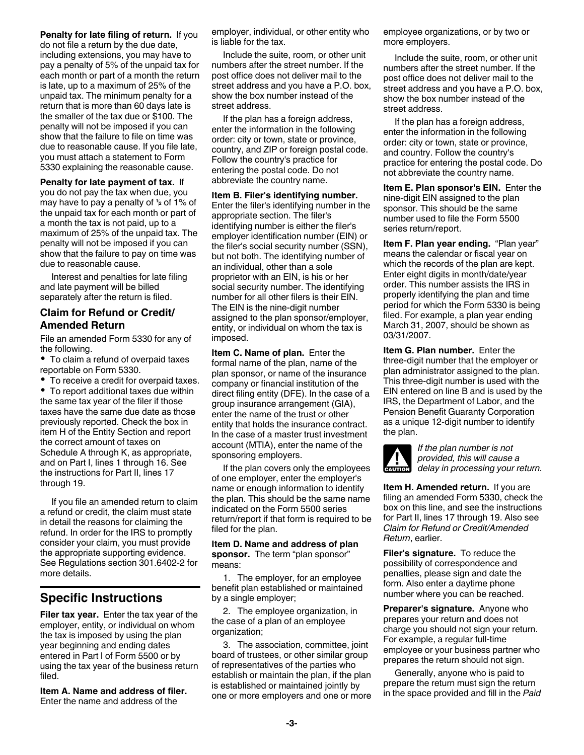**Penalty for late filing of return.** If you do not file a return by the due date, including extensions, you may have to pay a penalty of 5% of the unpaid tax for each month or part of a month the return is late, up to a maximum of 25% of the unpaid tax. The minimum penalty for a return that is more than 60 days late is the smaller of the tax due or $100. The penalty will not be imposed if you can show that the failure to file on time was due to reasonable cause. If you file late, you must attach a statement to Form 5330 explaining the reasonable cause.

**Penalty for late payment of tax.** If you do not pay the tax when due, you may have to pay a penalty of ½ of 1% of the unpaid tax for each month or part of a month the tax is not paid, up to a maximum of 25% of the unpaid tax. The penalty will not be imposed if you can show that the failure to pay on time was due to reasonable cause.

Interest and penalties for late filing and late payment will be billed separately after the return is filed.

### Claim for Refund or Credit/ Amended Return

File an amended Form 5330 for any of the following.

- To claim a refund of overpaid taxes reportable on Form 5330.
- To receive a credit for overpaid taxes.
- To report additional taxes due within the same tax year of the filer if those taxes have the same due date as those previously reported. Check the box in item H of the Entity Section and report the correct amount of taxes on Schedule A through K, as appropriate, and on Part I, lines 1 through 16. See the instructions for Part II, lines 17 through 19.

If you file an amended return to claim a refund or credit, the claim must state in detail the reasons for claiming the refund. In order for the IRS to promptly consider your claim, you must provide the appropriate supporting evidence. See Regulations section 301.6402-2 for more details.

## Specific Instructions

**Filer tax year.** Enter the tax year of the employer, entity, or individual on whom the tax is imposed by using the plan year beginning and ending dates entered in Part I of Form 5500 or by using the tax year of the business return filed.

**Item A. Name and address of filer.** Enter the name and address of the employer, individual, or other entity who is liable for the tax.

Include the suite, room, or other unit numbers after the street number. If the post office does not deliver mail to the street address and you have a P.O. box, show the box number instead of the street address.

If the plan has a foreign address, enter the information in the following order: city or town, state or province, country, and ZIP or foreign postal code. Follow the country's practice for entering the postal code. Do not abbreviate the country name.

**Item B. Filer's identifying number.** Enter the filer's identifying number in the appropriate section. The filer's identifying number is either the filer's employer identification number (EIN) or the filer's social security number (SSN), but not both. The identifying number of an individual, other than a sole proprietor with an EIN, is his or her social security number. The identifying number for all other filers is their EIN. The EIN is the nine-digit number assigned to the plan sponsor/employer, entity, or individual on whom the tax is imposed.

**Item C. Name of plan.** Enter the formal name of the plan, name of the plan sponsor, or name of the insurance company or financial institution of the direct filing entity (DFE). In the case of a group insurance arrangement (GIA), enter the name of the trust or other entity that holds the insurance contract. In the case of a master trust investment account (MTIA), enter the name of the sponsoring employers.

If the plan covers only the employees of one employer, enter the employer's name or enough information to identify the plan. This should be the same name indicated on the Form 5500 series return/report if that form is required to be filed for the plan.

**Item D. Name and address of plan sponsor.** The term "plan sponsor" means:

1. The employer, for an employee benefit plan established or maintained by a single employer;
2. The employee organization, in the case of a plan of an employee organization;
3. The association, committee, joint board of trustees, or other similar group of representatives of the parties who establish or maintain the plan, if the plan is established or maintained jointly by one or more employers and one or more employee organizations, or by two or more employers.

Include the suite, room, or other unit numbers after the street number. If the post office does not deliver mail to the street address and you have a P.O. box, show the box number instead of the street address.

If the plan has a foreign address, enter the information in the following order: city or town, state or province, and country. Follow the country's practice for entering the postal code. Do not abbreviate the country name.

**Item E. Plan sponsor's EIN.** Enter the nine-digit EIN assigned to the plan sponsor. This should be the same number used to file the Form 5500 series return/report.

**Item F. Plan year ending.** "Plan year" means the calendar or fiscal year on which the records of the plan are kept. Enter eight digits in month/date/year order. This number assists the IRS in properly identifying the plan and time period for which the Form 5330 is being filed. For example, a plan year ending March 31, 2007, should be shown as 03/31/2007.

**Item G. Plan number.** Enter the three-digit number that the employer or plan administrator assigned to the plan. This three-digit number is used with the EIN entered on line B and is used by the IRS, the Department of Labor, and the Pension Benefit Guaranty Corporation as a unique 12-digit number to identify the plan.

**CAUTION** *If the plan number is not provided, this will cause a delay in processing your return.*

**Item H. Amended return.** If you are filing an amended Form 5330, check the box on this line, and see the instructions for Part II, lines 17 through 19. Also see *Claim for Refund or Credit/Amended Return*, earlier.

**Filer's signature.** To reduce the possibility of correspondence and penalties, please sign and date the form. Also enter a daytime phone number where you can be reached.

**Preparer's signature.** Anyone who prepares your return and does not charge you should not sign your return. For example, a regular full-time employee or your business partner who prepares the return should not sign.

Generally, anyone who is paid to prepare the return must sign the return in the space provided and fill in the *Paid*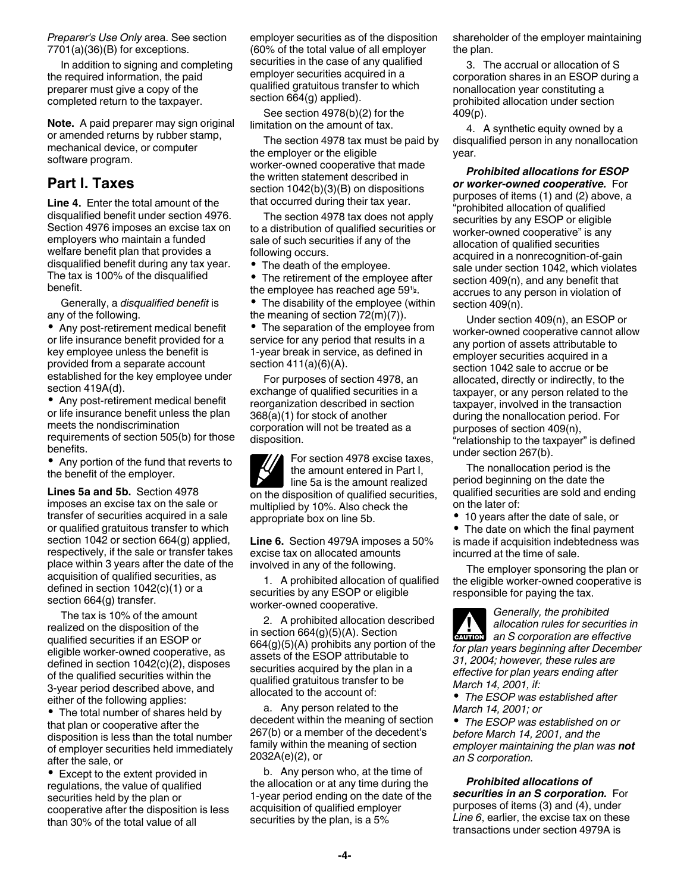*Preparer's Use Only* area. See section 7701(a)(36)(B) for exceptions.

In addition to signing and completing the required information, the paid preparer must give a copy of the completed return to the taxpayer.

**Note.** A paid preparer may sign original or amended returns by rubber stamp, mechanical device, or computer software program.

## Part I. Taxes

**Line 4.** Enter the total amount of the disqualified benefit under section 4976. Section 4976 imposes an excise tax on employers who maintain a funded welfare benefit plan that provides a disqualified benefit during any tax year. The tax is 100% of the disqualified benefit.

Generally, a *disqualified benefit* is any of the following.

- Any post-retirement medical benefit or life insurance benefit provided for a key employee unless the benefit is provided from a separate account established for the key employee under section 419A(d).
- Any post-retirement medical benefit or life insurance benefit unless the plan meets the nondiscrimination requirements of section 505(b) for those benefits.
- Any portion of the fund that reverts to the benefit of the employer.

**Lines 5a and 5b.** Section 4978 imposes an excise tax on the sale or transfer of securities acquired in a sale or qualified gratuitous transfer to which section 1042 or section 664(g) applied, respectively, if the sale or transfer takes place within 3 years after the date of the acquisition of qualified securities, as defined in section 1042(c)(1) or a section 664(g) transfer.

The tax is 10% of the amount realized on the disposition of the qualified securities if an ESOP or eligible worker-owned cooperative, as defined in section 1042(c)(2), disposes of the qualified securities within the 3-year period described above, and either of the following applies:

- The total number of shares held by that plan or cooperative after the disposition is less than the total number of employer securities held immediately after the sale, or
- Except to the extent provided in regulations, the value of qualified securities held by the plan or cooperative after the disposition is less than 30% of the total value of all employer securities as of the disposition (60% of the total value of all employer securities in the case of any qualified employer securities acquired in a qualified gratuitous transfer to which section 664(g) applied).

See section 4978(b)(2) for the limitation on the amount of tax.

The section 4978 tax must be paid by the employer or the eligible worker-owned cooperative that made the written statement described in section 1042(b)(3)(B) on dispositions that occurred during their tax year.

The section 4978 tax does not apply to a distribution of qualified securities or sale of such securities if any of the following occurs.

- The death of the employee.
- The retirement of the employee after the employee has reached age 59½.
- The disability of the employee (within the meaning of section 72(m)(7)).
- The separation of the employee from service for any period that results in a 1-year break in service, as defined in section 411(a)(6)(A).

For purposes of section 4978, an exchange of qualified securities in a reorganization described in section 368(a)(1) for stock of another corporation will not be treated as a disposition.

For section 4978 excise taxes, the amount entered in Part I, line 5a is the amount realized on the disposition of qualified securities, multiplied by 10%. Also check the appropriate box on line 5b.

**Line 6.** Section 4979A imposes a 50% excise tax on allocated amounts involved in any of the following.

1. A prohibited allocation of qualified securities by any ESOP or eligible worker-owned cooperative.

2. A prohibited allocation described in section 664(g)(5)(A). Section 664(g)(5)(A) prohibits any portion of the assets of the ESOP attributable to securities acquired by the plan in a qualified gratuitous transfer to be allocated to the account of:

   a. Any person related to the decedent within the meaning of section 267(b) or a member of the decedent's family within the meaning of section 2032A(e)(2), or

   b. Any person who, at the time of the allocation or at any time during the 1-year period ending on the date of the acquisition of qualified employer securities by the plan, is a 5% shareholder of the employer maintaining the plan.

3. The accrual or allocation of S corporation shares in an ESOP during a nonallocation year constituting a prohibited allocation under section 409(p).

4. A synthetic equity owned by a disqualified person in any nonallocation year.

***Prohibited allocations for ESOP or worker-owned cooperative.*** For purposes of items (1) and (2) above, a "prohibited allocation of qualified securities by any ESOP or eligible worker-owned cooperative" is any allocation of qualified securities acquired in a nonrecognition-of-gain sale under section 1042, which violates section 409(n), and any benefit that accrues to any person in violation of section 409(n).

Under section 409(n), an ESOP or worker-owned cooperative cannot allow any portion of assets attributable to employer securities acquired in a section 1042 sale to accrue or be allocated, directly or indirectly, to the taxpayer, or any person related to the taxpayer, involved in the transaction during the nonallocation period. For purposes of section 409(n), "relationship to the taxpayer" is defined under section 267(b).

The nonallocation period is the period beginning on the date the qualified securities are sold and ending on the later of:

- 10 years after the date of sale, or
- The date on which the final payment is made if acquisition indebtedness was incurred at the time of sale.

The employer sponsoring the plan or the eligible worker-owned cooperative is responsible for paying the tax.

**CAUTION** *Generally, the prohibited allocation rules for securities in an S corporation are effective for plan years beginning after December 31, 2004; however, these rules are effective for plan years ending after March 14, 2001, if:*

- *The ESOP was established after March 14, 2001; or*
- *The ESOP was established on or before March 14, 2001, and the employer maintaining the plan was **not** an S corporation.*

***Prohibited allocations of securities in an S corporation.*** For purposes of items (3) and (4), under *Line 6*, earlier, the excise tax on these transactions under section 4979A is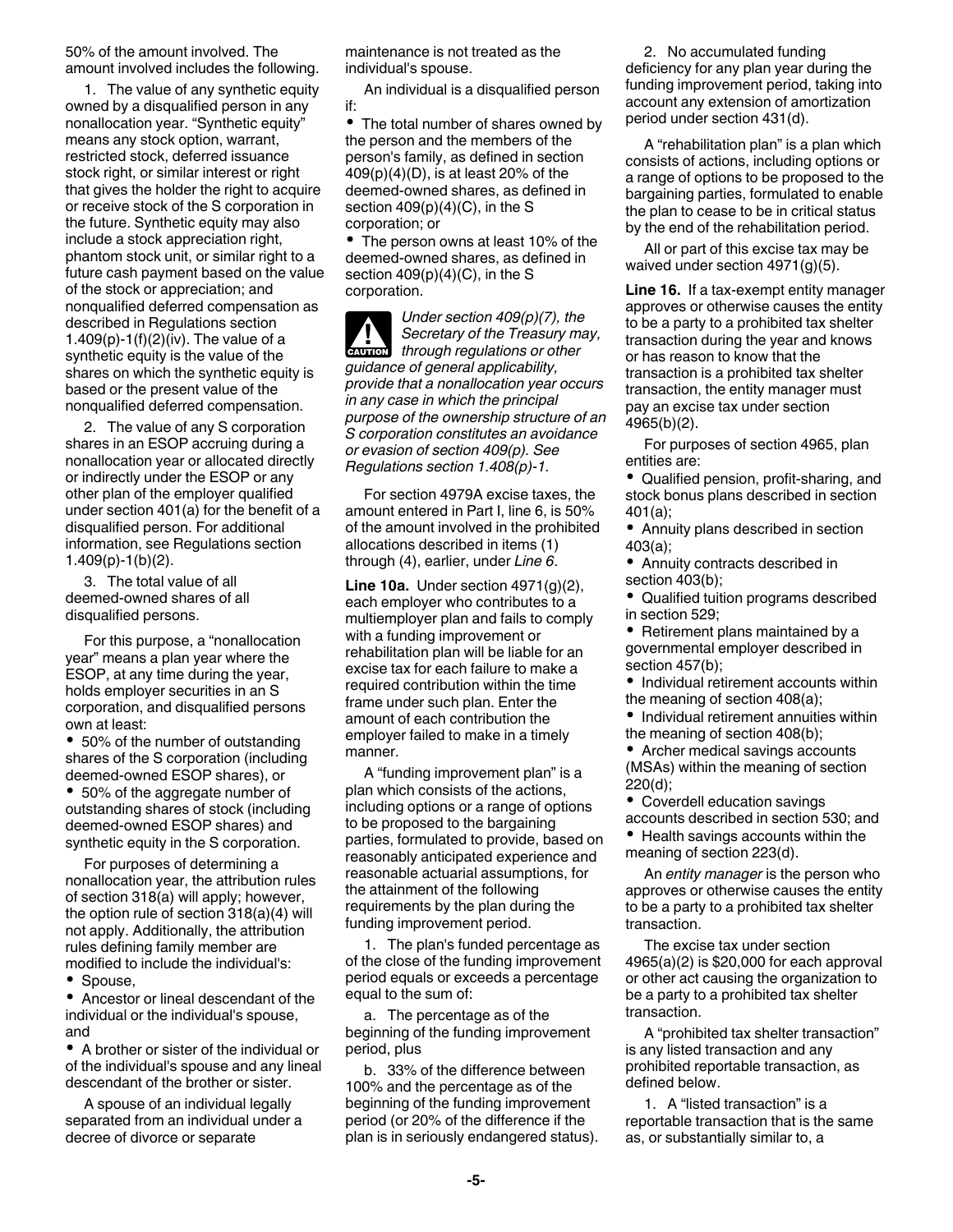50% of the amount involved. The amount involved includes the following.

1. The value of any synthetic equity owned by a disqualified person in any nonallocation year. "Synthetic equity" means any stock option, warrant, restricted stock, deferred issuance stock right, or similar interest or right that gives the holder the right to acquire or receive stock of the S corporation in the future. Synthetic equity may also include a stock appreciation right, phantom stock unit, or similar right to a future cash payment based on the value of the stock or appreciation; and nonqualified deferred compensation as described in Regulations section 1.409(p)-1(f)(2)(iv). The value of a synthetic equity is the value of the shares on which the synthetic equity is based or the present value of the nonqualified deferred compensation.

2. The value of any S corporation shares in an ESOP accruing during a nonallocation year or allocated directly or indirectly under the ESOP or any other plan of the employer qualified under section 401(a) for the benefit of a disqualified person. For additional information, see Regulations section 1.409(p)-1(b)(2).

3. The total value of all deemed-owned shares of all disqualified persons.

For this purpose, a "nonallocation year" means a plan year where the ESOP, at any time during the year, holds employer securities in an S corporation, and disqualified persons own at least:

- 50% of the number of outstanding shares of the S corporation (including deemed-owned ESOP shares), or
- 50% of the aggregate number of outstanding shares of stock (including deemed-owned ESOP shares) and synthetic equity in the S corporation.

For purposes of determining a nonallocation year, the attribution rules of section 318(a) will apply; however, the option rule of section 318(a)(4) will not apply. Additionally, the attribution rules defining family member are modified to include the individual's:

- Spouse,
- Ancestor or lineal descendant of the individual or the individual's spouse, and
- A brother or sister of the individual or of the individual's spouse and any lineal descendant of the brother or sister.

A spouse of an individual legally separated from an individual under a decree of divorce or separate maintenance is not treated as the individual's spouse.

An individual is a disqualified person if:

- The total number of shares owned by the person and the members of the person's family, as defined in section 409(p)(4)(D), is at least 20% of the deemed-owned shares, as defined in section 409(p)(4)(C), in the S corporation; or
- The person owns at least 10% of the deemed-owned shares, as defined in section 409(p)(4)(C), in the S corporation.

**CAUTION** *Under section 409(p)(7), the Secretary of the Treasury may, through regulations or other guidance of general applicability, provide that a nonallocation year occurs in any case in which the principal purpose of the ownership structure of an S corporation constitutes an avoidance or evasion of section 409(p). See Regulations section 1.408(p)-1.*

For section 4979A excise taxes, the amount entered in Part I, line 6, is 50% of the amount involved in the prohibited allocations described in items (1) through (4), earlier, under *Line 6*.

**Line 10a.** Under section 4971(g)(2), each employer who contributes to a multiemployer plan and fails to comply with a funding improvement or rehabilitation plan will be liable for an excise tax for each failure to make a required contribution within the time frame under such plan. Enter the amount of each contribution the employer failed to make in a timely manner.

A "funding improvement plan" is a plan which consists of the actions, including options or a range of options to be proposed to the bargaining parties, formulated to provide, based on reasonably anticipated experience and reasonable actuarial assumptions, for the attainment of the following requirements by the plan during the funding improvement period.

1. The plan's funded percentage as of the close of the funding improvement period equals or exceeds a percentage equal to the sum of:

   a. The percentage as of the beginning of the funding improvement period, plus

   b. 33% of the difference between 100% and the percentage as of the beginning of the funding improvement period (or 20% of the difference if the plan is in seriously endangered status).

2. No accumulated funding deficiency for any plan year during the funding improvement period, taking into account any extension of amortization period under section 431(d).

A "rehabilitation plan" is a plan which consists of actions, including options or a range of options to be proposed to the bargaining parties, formulated to enable the plan to cease to be in critical status by the end of the rehabilitation period.

All or part of this excise tax may be waived under section 4971(g)(5).

**Line 16.** If a tax-exempt entity manager approves or otherwise causes the entity to be a party to a prohibited tax shelter transaction during the year and knows or has reason to know that the transaction is a prohibited tax shelter transaction, the entity manager must pay an excise tax under section 4965(b)(2).

For purposes of section 4965, plan entities are:

- Qualified pension, profit-sharing, and stock bonus plans described in section 401(a);
- Annuity plans described in section 403(a);
- Annuity contracts described in section 403(b);
- Qualified tuition programs described in section 529;
- Retirement plans maintained by a governmental employer described in section 457(b);
- Individual retirement accounts within the meaning of section 408(a);
- Individual retirement annuities within the meaning of section 408(b);
- Archer medical savings accounts (MSAs) within the meaning of section 220(d);
- Coverdell education savings accounts described in section 530; and
- Health savings accounts within the meaning of section 223(d).

An *entity manager* is the person who approves or otherwise causes the entity to be a party to a prohibited tax shelter transaction.

The excise tax under section 4965(a)(2) is $20,000 for each approval or other act causing the organization to be a party to a prohibited tax shelter transaction.

A "prohibited tax shelter transaction" is any listed transaction and any prohibited reportable transaction, as defined below.

1. A "listed transaction" is a reportable transaction that is the same as, or substantially similar to, a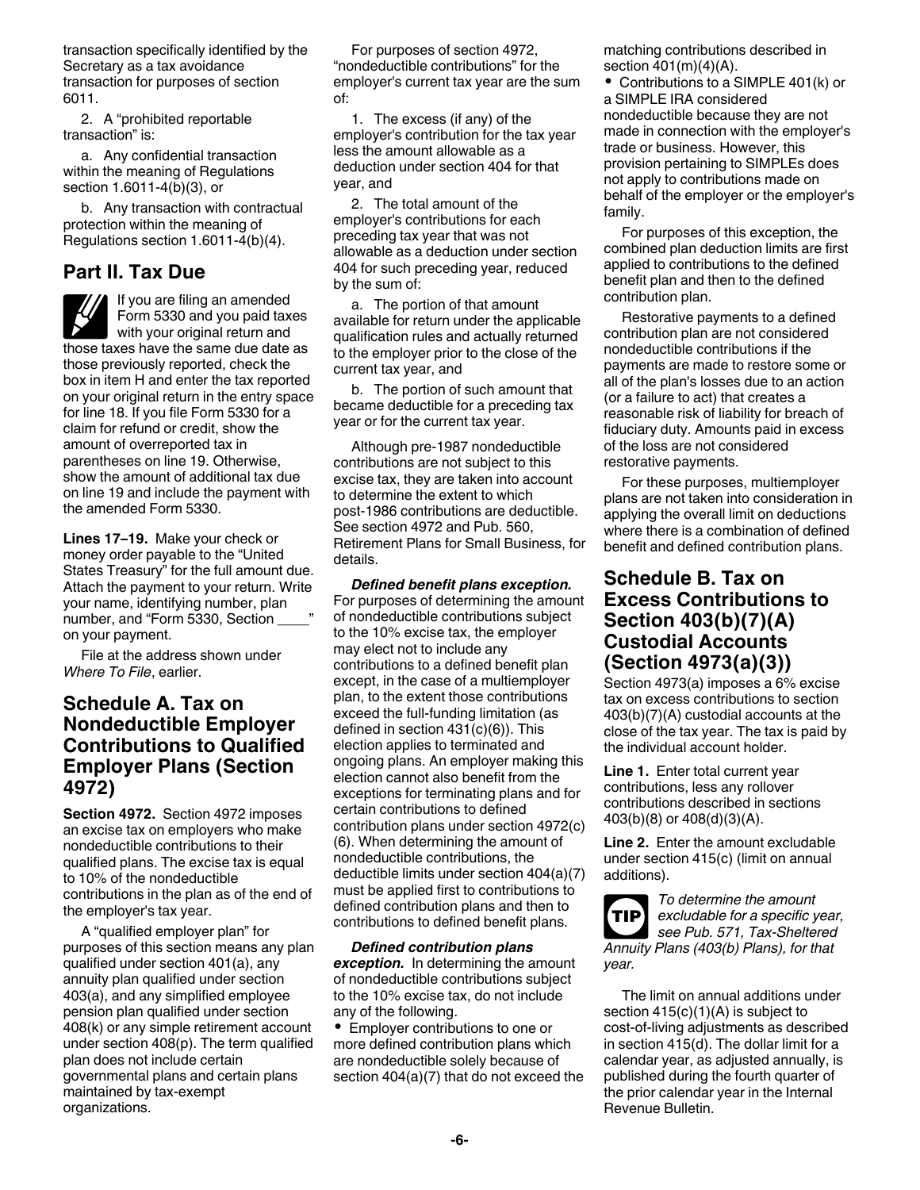transaction specifically identified by the Secretary as a tax avoidance transaction for purposes of section 6011.

2. A "prohibited reportable transaction" is:

a. Any confidential transaction within the meaning of Regulations section 1.6011-4(b)(3), or

b. Any transaction with contractual protection within the meaning of Regulations section 1.6011-4(b)(4).

## Part II. Tax Due

If you are filing an amended Form 5330 and you paid taxes with your original return and those taxes have the same due date as those previously reported, check the box in item H and enter the tax reported on your original return in the entry space for line 18. If you file Form 5330 for a claim for refund or credit, show the amount of overreported tax in parentheses on line 19. Otherwise, show the amount of additional tax due on line 19 and include the payment with the amended Form 5330.

**Lines 17–19.** Make your check or money order payable to the "United States Treasury" for the full amount due. Attach the payment to your return. Write your name, identifying number, plan number, and "Form 5330, Section ____" on your payment.

File at the address shown under *Where To File*, earlier.

## Schedule A. Tax on Nondeductible Employer Contributions to Qualified Employer Plans (Section 4972)

**Section 4972.** Section 4972 imposes an excise tax on employers who make nondeductible contributions to their qualified plans. The excise tax is equal to 10% of the nondeductible contributions in the plan as of the end of the employer's tax year.

A "qualified employer plan" for purposes of this section means any plan qualified under section 401(a), any annuity plan qualified under section 403(a), and any simplified employee pension plan qualified under section 408(k) or any simple retirement account under section 408(p). The term qualified plan does not include certain governmental plans and certain plans maintained by tax-exempt organizations.

For purposes of section 4972, "nondeductible contributions" for the employer's current tax year are the sum of:

1. The excess (if any) of the employer's contribution for the tax year less the amount allowable as a deduction under section 404 for that year, and

2. The total amount of the employer's contributions for each preceding tax year that was not allowable as a deduction under section 404 for such preceding year, reduced by the sum of:

a. The portion of that amount available for return under the applicable qualification rules and actually returned to the employer prior to the close of the current tax year, and

b. The portion of such amount that became deductible for a preceding tax year or for the current tax year.

Although pre-1987 nondeductible contributions are not subject to this excise tax, they are taken into account to determine the extent to which post-1986 contributions are deductible. See section 4972 and Pub. 560, Retirement Plans for Small Business, for details.

***Defined benefit plans exception.*** For purposes of determining the amount of nondeductible contributions subject to the 10% excise tax, the employer may elect not to include any contributions to a defined benefit plan except, in the case of a multiemployer plan, to the extent those contributions exceed the full-funding limitation (as defined in section 431(c)(6)). This election applies to terminated and ongoing plans. An employer making this election cannot also benefit from the exceptions for terminating plans and for certain contributions to defined contribution plans under section 4972(c)(6). When determining the amount of nondeductible contributions, the deductible limits under section 404(a)(7) must be applied first to contributions to defined contribution plans and then to contributions to defined benefit plans.

***Defined contribution plans exception.*** In determining the amount of nondeductible contributions subject to the 10% excise tax, do not include any of the following.

- Employer contributions to one or more defined contribution plans which are nondeductible solely because of section 404(a)(7) that do not exceed the matching contributions described in section 401(m)(4)(A).
- Contributions to a SIMPLE 401(k) or a SIMPLE IRA considered nondeductible because they are not made in connection with the employer's trade or business. However, this provision pertaining to SIMPLEs does not apply to contributions made on behalf of the employer or the employer's family.

For purposes of this exception, the combined plan deduction limits are first applied to contributions to the defined benefit plan and then to the defined contribution plan.

Restorative payments to a defined contribution plan are not considered nondeductible contributions if the payments are made to restore some or all of the plan's losses due to an action (or a failure to act) that creates a reasonable risk of liability for breach of fiduciary duty. Amounts paid in excess of the loss are not considered restorative payments.

For these purposes, multiemployer plans are not taken into consideration in applying the overall limit on deductions where there is a combination of defined benefit and defined contribution plans.

## Schedule B. Tax on Excess Contributions to Section 403(b)(7)(A) Custodial Accounts (Section 4973(a)(3))

Section 4973(a) imposes a 6% excise tax on excess contributions to section 403(b)(7)(A) custodial accounts at the close of the tax year. The tax is paid by the individual account holder.

**Line 1.** Enter total current year contributions, less any rollover contributions described in sections 403(b)(8) or 408(d)(3)(A).

**Line 2.** Enter the amount excludable under section 415(c) (limit on annual additions).

*To determine the amount excludable for a specific year, see Pub. 571, Tax-Sheltered Annuity Plans (403(b) Plans), for that year.*

The limit on annual additions under section 415(c)(1)(A) is subject to cost-of-living adjustments as described in section 415(d). The dollar limit for a calendar year, as adjusted annually, is published during the fourth quarter of the prior calendar year in the Internal Revenue Bulletin.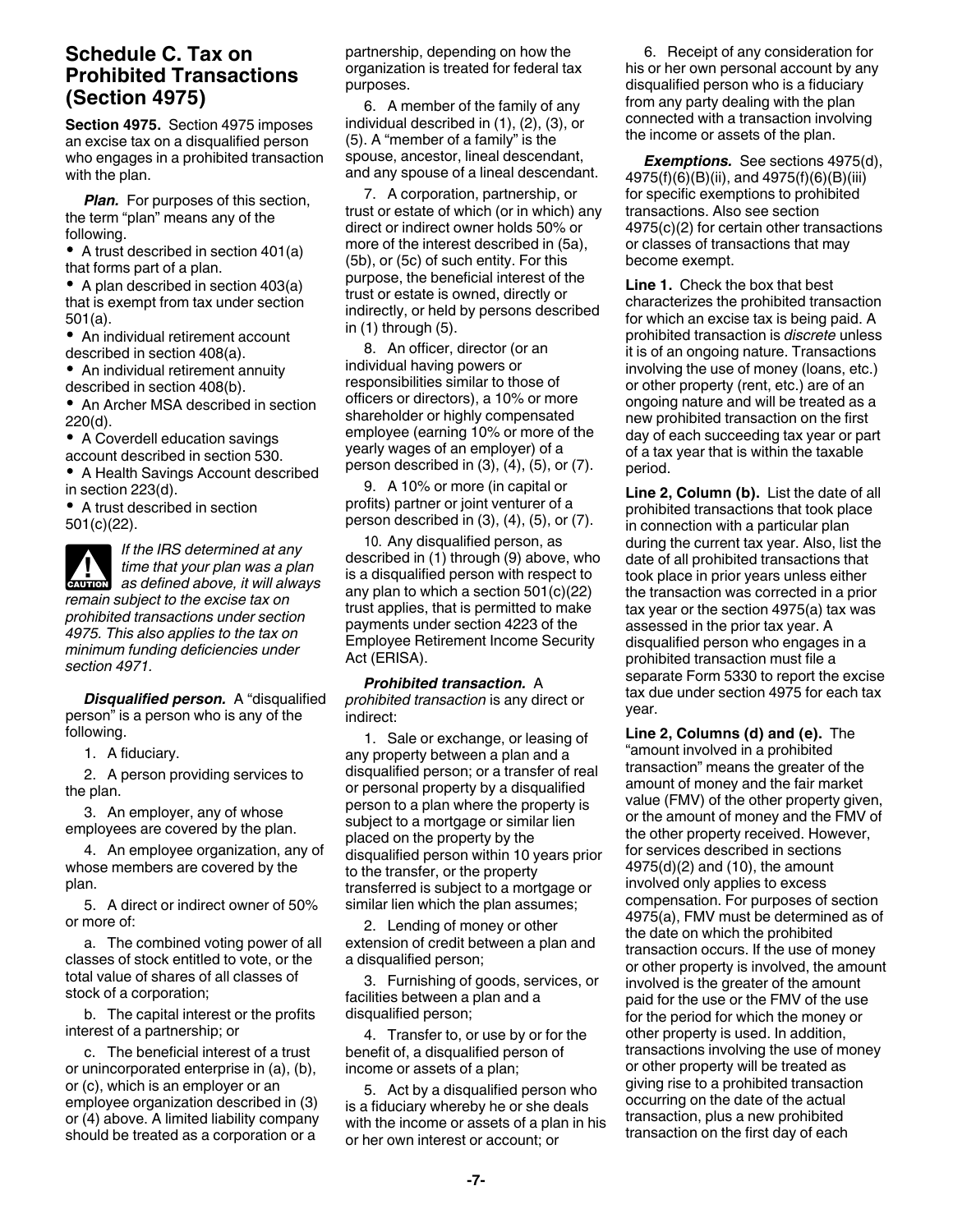## Schedule C. Tax on Prohibited Transactions (Section 4975)

**Section 4975.** Section 4975 imposes an excise tax on a disqualified person who engages in a prohibited transaction with the plan.

***Plan.*** For purposes of this section, the term "plan" means any of the following.

- A trust described in section 401(a) that forms part of a plan.
- A plan described in section 403(a) that is exempt from tax under section 501(a).
- An individual retirement account described in section 408(a).
- An individual retirement annuity described in section 408(b).
- An Archer MSA described in section 220(d).
- A Coverdell education savings account described in section 530.
- A Health Savings Account described in section 223(d).
- A trust described in section 501(c)(22).

CAUTION: *If the IRS determined at any time that your plan was a plan as defined above, it will always remain subject to the excise tax on prohibited transactions under section 4975. This also applies to the tax on minimum funding deficiencies under section 4971.*

***Disqualified person.*** A "disqualified person" is a person who is any of the following.

1. A fiduciary.
2. A person providing services to the plan.
3. An employer, any of whose employees are covered by the plan.
4. An employee organization, any of whose members are covered by the plan.
5. A direct or indirect owner of 50% or more of:

   a. The combined voting power of all classes of stock entitled to vote, or the total value of shares of all classes of stock of a corporation;

   b. The capital interest or the profits interest of a partnership; or

   c. The beneficial interest of a trust or unincorporated enterprise in (a), (b), or (c), which is an employer or an employee organization described in (3) or (4) above. A limited liability company should be treated as a corporation or a partnership, depending on how the organization is treated for federal tax purposes.

6. A member of the family of any individual described in (1), (2), (3), or (5). A "member of a family" is the spouse, ancestor, lineal descendant, and any spouse of a lineal descendant.
7. A corporation, partnership, or trust or estate of which (or in which) any direct or indirect owner holds 50% or more of the interest described in (5a), (5b), or (5c) of such entity. For this purpose, the beneficial interest of the trust or estate is owned, directly or indirectly, or held by persons described in (1) through (5).
8. An officer, director (or an individual having powers or responsibilities similar to those of officers or directors), a 10% or more shareholder or highly compensated employee (earning 10% or more of the yearly wages of an employer) of a person described in (3), (4), (5), or (7).
9. A 10% or more (in capital or profits) partner or joint venturer of a person described in (3), (4), (5), or (7).
10. Any disqualified person, as described in (1) through (9) above, who is a disqualified person with respect to any plan to which a section 501(c)(22) trust applies, that is permitted to make payments under section 4223 of the Employee Retirement Income Security Act (ERISA).

***Prohibited transaction.*** A *prohibited transaction* is any direct or indirect:

1. Sale or exchange, or leasing of any property between a plan and a disqualified person; or a transfer of real or personal property by a disqualified person to a plan where the property is subject to a mortgage or similar lien placed on the property by the disqualified person within 10 years prior to the transfer, or the property transferred is subject to a mortgage or similar lien which the plan assumes;
2. Lending of money or other extension of credit between a plan and a disqualified person;
3. Furnishing of goods, services, or facilities between a plan and a disqualified person;
4. Transfer to, or use by or for the benefit of, a disqualified person of income or assets of a plan;
5. Act by a disqualified person who is a fiduciary whereby he or she deals with the income or assets of a plan in his or her own interest or account; or
6. Receipt of any consideration for his or her own personal account by any disqualified person who is a fiduciary from any party dealing with the plan connected with a transaction involving the income or assets of the plan.

***Exemptions.*** See sections 4975(d), 4975(f)(6)(B)(ii), and 4975(f)(6)(B)(iii) for specific exemptions to prohibited transactions. Also see section 4975(c)(2) for certain other transactions or classes of transactions that may become exempt.

**Line 1.** Check the box that best characterizes the prohibited transaction for which an excise tax is being paid. A prohibited transaction is *discrete* unless it is of an ongoing nature. Transactions involving the use of money (loans, etc.) or other property (rent, etc.) are of an ongoing nature and will be treated as a new prohibited transaction on the first day of each succeeding tax year or part of a tax year that is within the taxable period.

**Line 2, Column (b).** List the date of all prohibited transactions that took place in connection with a particular plan during the current tax year. Also, list the date of all prohibited transactions that took place in prior years unless either the transaction was corrected in a prior tax year or the section 4975(a) tax was assessed in the prior tax year. A disqualified person who engages in a prohibited transaction must file a separate Form 5330 to report the excise tax due under section 4975 for each tax year.

**Line 2, Columns (d) and (e).** The "amount involved in a prohibited transaction" means the greater of the amount of money and the fair market value (FMV) of the other property given, or the amount of money and the FMV of the other property received. However, for services described in sections 4975(d)(2) and (10), the amount involved only applies to excess compensation. For purposes of section 4975(a), FMV must be determined as of the date on which the prohibited transaction occurs. If the use of money or other property is involved, the amount involved is the greater of the amount paid for the use or the FMV of the use for the period for which the money or other property is used. In addition, transactions involving the use of money or other property will be treated as giving rise to a prohibited transaction occurring on the date of the actual transaction, plus a new prohibited transaction on the first day of each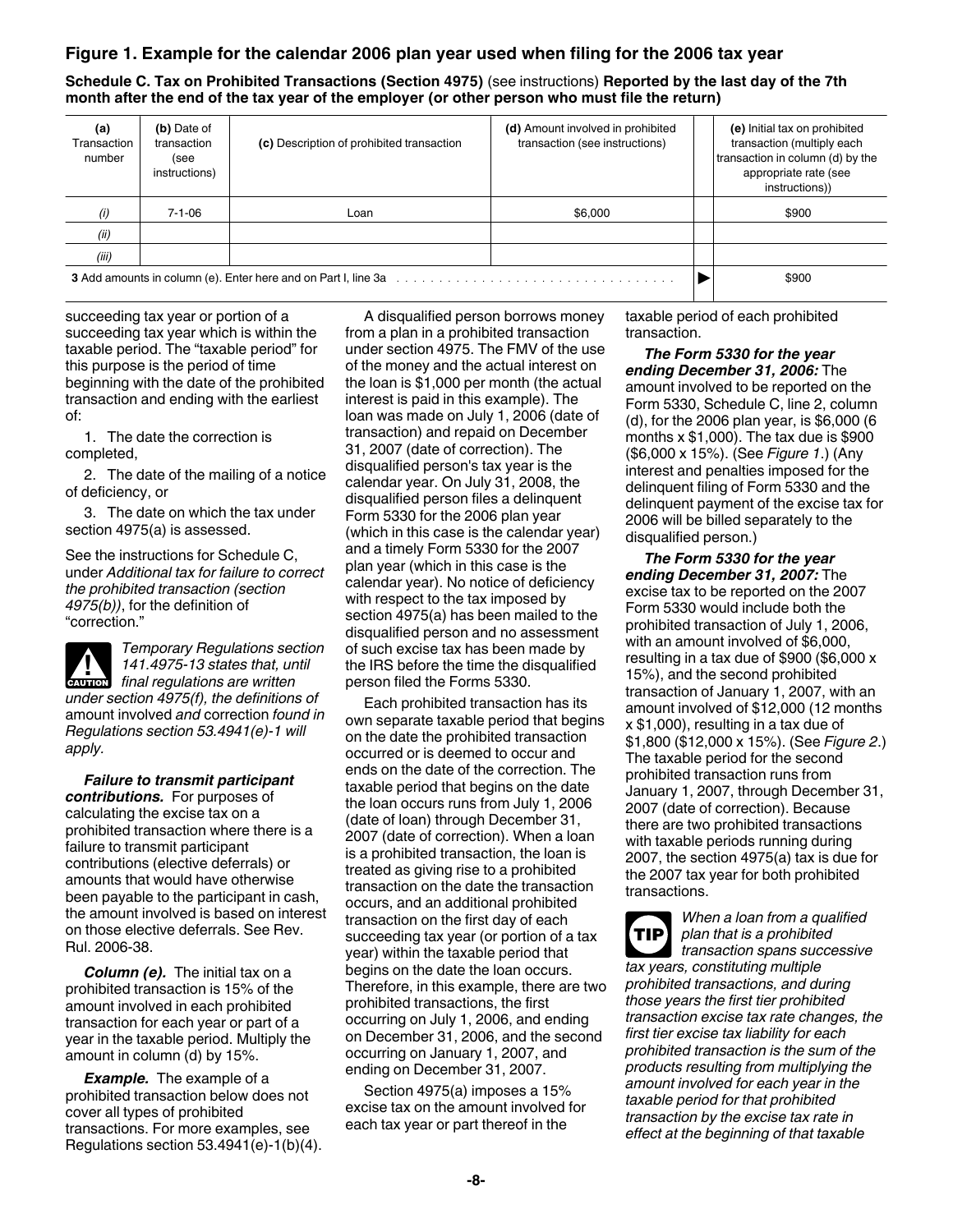## Figure 1. Example for the calendar 2006 plan year used when filing for the 2006 tax year

**Schedule C. Tax on Prohibited Transactions (Section 4975)** (see instructions) **Reported by the last day of the 7th month after the end of the tax year of the employer (or other person who must file the return)**

| (a) Transaction number | (b) Date of transaction (see instructions) | (c) Description of prohibited transaction | (d) Amount involved in prohibited transaction (see instructions) | | (e) Initial tax on prohibited transaction (multiply each transaction in column (d) by the appropriate rate (see instructions)) |
|---|---|---|---|---|---|
| (i) | 7-1-06 | Loan | $6,000 | | $900 |
| (ii) | | | | | |
| (iii) | | | | | |
| **3** Add amounts in column (e). Enter here and on Part I, line 3a | | | | ▶ | $900 |

succeeding tax year or portion of a succeeding tax year which is within the taxable period. The "taxable period" for this purpose is the period of time beginning with the date of the prohibited transaction and ending with the earliest of:

1. The date the correction is completed,
2. The date of the mailing of a notice of deficiency, or
3. The date on which the tax under section 4975(a) is assessed.

See the instructions for Schedule C, under *Additional tax for failure to correct the prohibited transaction (section 4975(b))*, for the definition of "correction."

**CAUTION** *Temporary Regulations section 141.4975-13 states that, until final regulations are written under section 4975(f), the definitions of* amount involved *and* correction *found in Regulations section 53.4941(e)-1 will apply.*

***Failure to transmit participant contributions.*** For purposes of calculating the excise tax on a prohibited transaction where there is a failure to transmit participant contributions (elective deferrals) or amounts that would have otherwise been payable to the participant in cash, the amount involved is based on interest on those elective deferrals. See Rev. Rul. 2006-38.

***Column (e).*** The initial tax on a prohibited transaction is 15% of the amount involved in each prohibited transaction for each year or part of a year in the taxable period. Multiply the amount in column (d) by 15%.

***Example.*** The example of a prohibited transaction below does not cover all types of prohibited transactions. For more examples, see Regulations section 53.4941(e)-1(b)(4).

A disqualified person borrows money from a plan in a prohibited transaction under section 4975. The FMV of the use of the money and the actual interest on the loan is $1,000 per month (the actual interest is paid in this example). The loan was made on July 1, 2006 (date of transaction) and repaid on December 31, 2007 (date of correction). The disqualified person's tax year is the calendar year. On July 31, 2008, the disqualified person files a delinquent Form 5330 for the 2006 plan year (which in this case is the calendar year) and a timely Form 5330 for the 2007 plan year (which in this case is the calendar year). No notice of deficiency with respect to the tax imposed by section 4975(a) has been mailed to the disqualified person and no assessment of such excise tax has been made by the IRS before the time the disqualified person filed the Forms 5330.

Each prohibited transaction has its own separate taxable period that begins on the date the prohibited transaction occurred or is deemed to occur and ends on the date of the correction. The taxable period that begins on the date the loan occurs runs from July 1, 2006 (date of loan) through December 31, 2007 (date of correction). When a loan is a prohibited transaction, the loan is treated as giving rise to a prohibited transaction on the date the transaction occurs, and an additional prohibited transaction on the first day of each succeeding tax year (or portion of a tax year) within the taxable period that begins on the date the loan occurs. Therefore, in this example, there are two prohibited transactions, the first occurring on July 1, 2006, and ending on December 31, 2006, and the second occurring on January 1, 2007, and ending on December 31, 2007.

Section 4975(a) imposes a 15% excise tax on the amount involved for each tax year or part thereof in the taxable period of each prohibited transaction.

***The Form 5330 for the year ending December 31, 2006:*** The amount involved to be reported on the Form 5330, Schedule C, line 2, column (d), for the 2006 plan year, is $6,000 (6 months x $1,000). The tax due is $900 ($6,000 x 15%). (See *Figure 1*.) (Any interest and penalties imposed for the delinquent filing of Form 5330 and the delinquent payment of the excise tax for 2006 will be billed separately to the disqualified person.)

***The Form 5330 for the year ending December 31, 2007:*** The excise tax to be reported on the 2007 Form 5330 would include both the prohibited transaction of July 1, 2006, with an amount involved of $6,000, resulting in a tax due of $900 ($6,000 x 15%), and the second prohibited transaction of January 1, 2007, with an amount involved of $12,000 (12 months x $1,000), resulting in a tax due of $1,800 ($12,000 x 15%). (See *Figure 2*.) The taxable period for the second prohibited transaction runs from January 1, 2007, through December 31, 2007 (date of correction). Because there are two prohibited transactions with taxable periods running during 2007, the section 4975(a) tax is due for the 2007 tax year for both prohibited transactions.

**TIP** *When a loan from a qualified plan that is a prohibited transaction spans successive tax years, constituting multiple prohibited transactions, and during those years the first tier prohibited transaction excise tax rate changes, the first tier excise tax liability for each prohibited transaction is the sum of the products resulting from multiplying the amount involved for each year in the taxable period for that prohibited transaction by the excise tax rate in effect at the beginning of that taxable*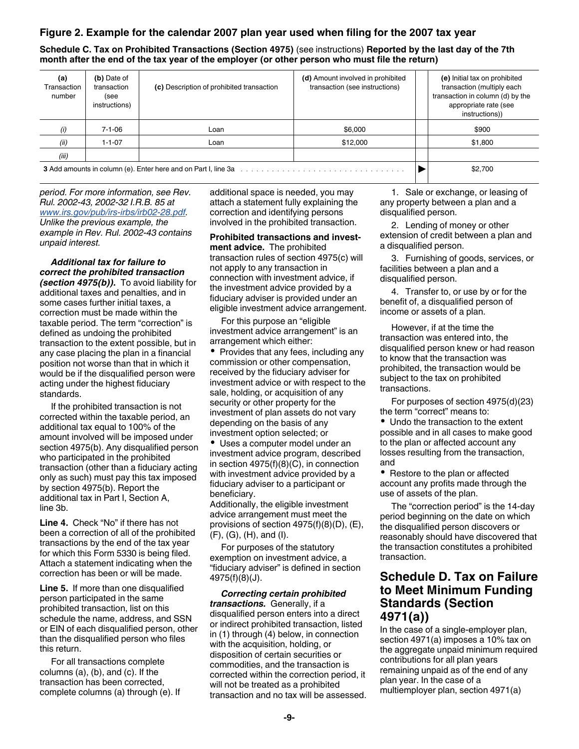## Figure 2. Example for the calendar 2007 plan year used when filing for the 2007 tax year

**Schedule C. Tax on Prohibited Transactions (Section 4975)** (see instructions) **Reported by the last day of the 7th month after the end of the tax year of the employer (or other person who must file the return)**

| **(a)** Transaction number | **(b)** Date of transaction (see instructions) | **(c)** Description of prohibited transaction | **(d)** Amount involved in prohibited transaction (see instructions) | | **(e)** Initial tax on prohibited transaction (multiply each transaction in column (d) by the appropriate rate (see instructions)) |
|---|---|---|---|---|---|
| *(i)* | 7-1-06 | Loan | $6,000 | | $900 |
| *(ii)* | 1-1-07 | Loan | $12,000 | | $1,800 |
| *(iii)* | | | | | |
| **3** Add amounts in column (e). Enter here and on Part I, line 3a | | | | ▶ | $2,700 |

*period. For more information, see Rev. Rul. 2002-43, 2002-32 I.R.B. 85 at www.irs.gov/pub/irs-irbs/irb02-28.pdf. Unlike the previous example, the example in Rev. Rul. 2002-43 contains unpaid interest.*

***Additional tax for failure to correct the prohibited transaction (section 4975(b)).*** To avoid liability for additional taxes and penalties, and in some cases further initial taxes, a correction must be made within the taxable period. The term "correction" is defined as undoing the prohibited transaction to the extent possible, but in any case placing the plan in a financial position not worse than that in which it would be if the disqualified person were acting under the highest fiduciary standards.

If the prohibited transaction is not corrected within the taxable period, an additional tax equal to 100% of the amount involved will be imposed under section 4975(b). Any disqualified person who participated in the prohibited transaction (other than a fiduciary acting only as such) must pay this tax imposed by section 4975(b). Report the additional tax in Part I, Section A, line 3b.

**Line 4.** Check "No" if there has not been a correction of all of the prohibited transactions by the end of the tax year for which this Form 5330 is being filed. Attach a statement indicating when the correction has been or will be made.

**Line 5.** If more than one disqualified person participated in the same prohibited transaction, list on this schedule the name, address, and SSN or EIN of each disqualified person, other than the disqualified person who files this return.

For all transactions complete columns (a), (b), and (c). If the transaction has been corrected, complete columns (a) through (e). If additional space is needed, you may attach a statement fully explaining the correction and identifying persons involved in the prohibited transaction.

**Prohibited transactions and investment advice.** The prohibited transaction rules of section 4975(c) will not apply to any transaction in connection with investment advice, if the investment advice provided by a fiduciary adviser is provided under an eligible investment advice arrangement.

For this purpose an "eligible investment advice arrangement" is an arrangement which either:

- Provides that any fees, including any commission or other compensation, received by the fiduciary adviser for investment advice or with respect to the sale, holding, or acquisition of any security or other property for the investment of plan assets do not vary depending on the basis of any investment option selected; or
- Uses a computer model under an investment advice program, described in section 4975(f)(8)(C), in connection with investment advice provided by a fiduciary adviser to a participant or beneficiary.

Additionally, the eligible investment advice arrangement must meet the provisions of section 4975(f)(8)(D), (E), (F), (G), (H), and (I).

For purposes of the statutory exemption on investment advice, a "fiduciary adviser" is defined in section 4975(f)(8)(J).

***Correcting certain prohibited transactions.*** Generally, if a disqualified person enters into a direct or indirect prohibited transaction, listed in (1) through (4) below, in connection with the acquisition, holding, or disposition of certain securities or commodities, and the transaction is corrected within the correction period, it will not be treated as a prohibited transaction and no tax will be assessed.

1. Sale or exchange, or leasing of any property between a plan and a disqualified person.
2. Lending of money or other extension of credit between a plan and a disqualified person.
3. Furnishing of goods, services, or facilities between a plan and a disqualified person.
4. Transfer to, or use by or for the benefit of, a disqualified person of income or assets of a plan.

However, if at the time the transaction was entered into, the disqualified person knew or had reason to know that the transaction was prohibited, the transaction would be subject to the tax on prohibited transactions.

For purposes of section 4975(d)(23) the term "correct" means to:

- Undo the transaction to the extent possible and in all cases to make good to the plan or affected account any losses resulting from the transaction, and
- Restore to the plan or affected account any profits made through the use of assets of the plan.

The "correction period" is the 14-day period beginning on the date on which the disqualified person discovers or reasonably should have discovered that the transaction constitutes a prohibited transaction.

## Schedule D. Tax on Failure to Meet Minimum Funding Standards (Section 4971(a))

In the case of a single-employer plan, section 4971(a) imposes a 10% tax on the aggregate unpaid minimum required contributions for all plan years remaining unpaid as of the end of any plan year. In the case of a multiemployer plan, section 4971(a)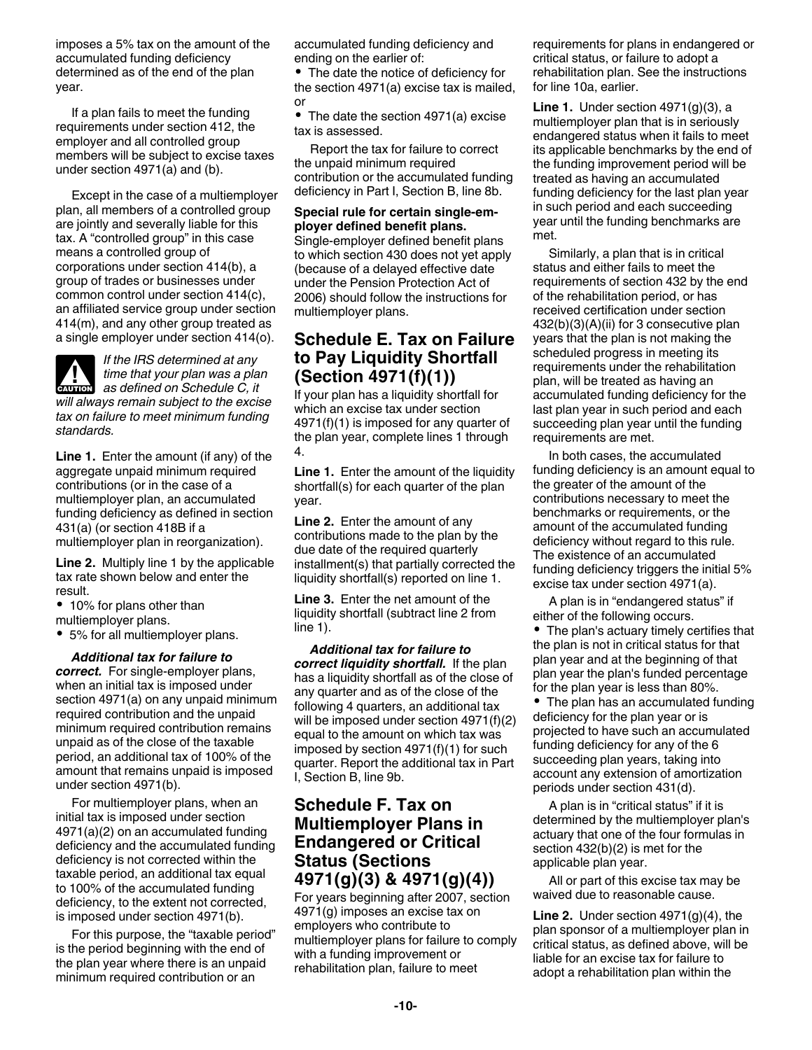imposes a 5% tax on the amount of the accumulated funding deficiency determined as of the end of the plan year.

If a plan fails to meet the funding requirements under section 412, the employer and all controlled group members will be subject to excise taxes under section 4971(a) and (b).

Except in the case of a multiemployer plan, all members of a controlled group are jointly and severally liable for this tax. A "controlled group" in this case means a controlled group of corporations under section 414(b), a group of trades or businesses under common control under section 414(c), an affiliated service group under section 414(m), and any other group treated as a single employer under section 414(o).

**CAUTION:** *If the IRS determined at any time that your plan was a plan as defined on Schedule C, it will always remain subject to the excise tax on failure to meet minimum funding standards.*

**Line 1.** Enter the amount (if any) of the aggregate unpaid minimum required contributions (or in the case of a multiemployer plan, an accumulated funding deficiency as defined in section 431(a) (or section 418B if a multiemployer plan in reorganization).

**Line 2.** Multiply line 1 by the applicable tax rate shown below and enter the result.

- 10% for plans other than multiemployer plans.
- 5% for all multiemployer plans.

***Additional tax for failure to correct.*** For single-employer plans, when an initial tax is imposed under section 4971(a) on any unpaid minimum required contribution and the unpaid minimum required contribution remains unpaid as of the close of the taxable period, an additional tax of 100% of the amount that remains unpaid is imposed under section 4971(b).

For multiemployer plans, when an initial tax is imposed under section 4971(a)(2) on an accumulated funding deficiency and the accumulated funding deficiency is not corrected within the taxable period, an additional tax equal to 100% of the accumulated funding deficiency, to the extent not corrected, is imposed under section 4971(b).

For this purpose, the "taxable period" is the period beginning with the end of the plan year where there is an unpaid minimum required contribution or an accumulated funding deficiency and ending on the earlier of:

- The date the notice of deficiency for the section 4971(a) excise tax is mailed, or
- The date the section 4971(a) excise tax is assessed.

Report the tax for failure to correct the unpaid minimum required contribution or the accumulated funding deficiency in Part I, Section B, line 8b.

**Special rule for certain single-employer defined benefit plans.** Single-employer defined benefit plans to which section 430 does not yet apply (because of a delayed effective date under the Pension Protection Act of 2006) should follow the instructions for multiemployer plans.

## Schedule E. Tax on Failure to Pay Liquidity Shortfall (Section 4971(f)(1))

If your plan has a liquidity shortfall for which an excise tax under section 4971(f)(1) is imposed for any quarter of the plan year, complete lines 1 through 4.

**Line 1.** Enter the amount of the liquidity shortfall(s) for each quarter of the plan year.

**Line 2.** Enter the amount of any contributions made to the plan by the due date of the required quarterly installment(s) that partially corrected the liquidity shortfall(s) reported on line 1.

**Line 3.** Enter the net amount of the liquidity shortfall (subtract line 2 from line 1).

***Additional tax for failure to correct liquidity shortfall.*** If the plan has a liquidity shortfall as of the close of any quarter and as of the close of the following 4 quarters, an additional tax will be imposed under section 4971(f)(2) equal to the amount on which tax was imposed by section 4971(f)(1) for such quarter. Report the additional tax in Part I, Section B, line 9b.

## Schedule F. Tax on Multiemployer Plans in Endangered or Critical Status (Sections 4971(g)(3) & 4971(g)(4))

For years beginning after 2007, section 4971(g) imposes an excise tax on employers who contribute to multiemployer plans for failure to comply with a funding improvement or rehabilitation plan, failure to meet requirements for plans in endangered or critical status, or failure to adopt a rehabilitation plan. See the instructions for line 10a, earlier.

**Line 1.** Under section 4971(g)(3), a multiemployer plan that is in seriously endangered status when it fails to meet its applicable benchmarks by the end of the funding improvement period will be treated as having an accumulated funding deficiency for the last plan year in such period and each succeeding year until the funding benchmarks are met.

Similarly, a plan that is in critical status and either fails to meet the requirements of section 432 by the end of the rehabilitation period, or has received certification under section 432(b)(3)(A)(ii) for 3 consecutive plan years that the plan is not making the scheduled progress in meeting its requirements under the rehabilitation plan, will be treated as having an accumulated funding deficiency for the last plan year in such period and each succeeding plan year until the funding requirements are met.

In both cases, the accumulated funding deficiency is an amount equal to the greater of the amount of the contributions necessary to meet the benchmarks or requirements, or the amount of the accumulated funding deficiency without regard to this rule. The existence of an accumulated funding deficiency triggers the initial 5% excise tax under section 4971(a).

A plan is in "endangered status" if either of the following occurs.

- The plan's actuary timely certifies that the plan is not in critical status for that plan year and at the beginning of that plan year the plan's funded percentage for the plan year is less than 80%.
- The plan has an accumulated funding deficiency for the plan year or is projected to have such an accumulated funding deficiency for any of the 6 succeeding plan years, taking into account any extension of amortization periods under section 431(d).

A plan is in "critical status" if it is determined by the multiemployer plan's actuary that one of the four formulas in section 432(b)(2) is met for the applicable plan year.

All or part of this excise tax may be waived due to reasonable cause.

**Line 2.** Under section 4971(g)(4), the plan sponsor of a multiemployer plan in critical status, as defined above, will be liable for an excise tax for failure to adopt a rehabilitation plan within the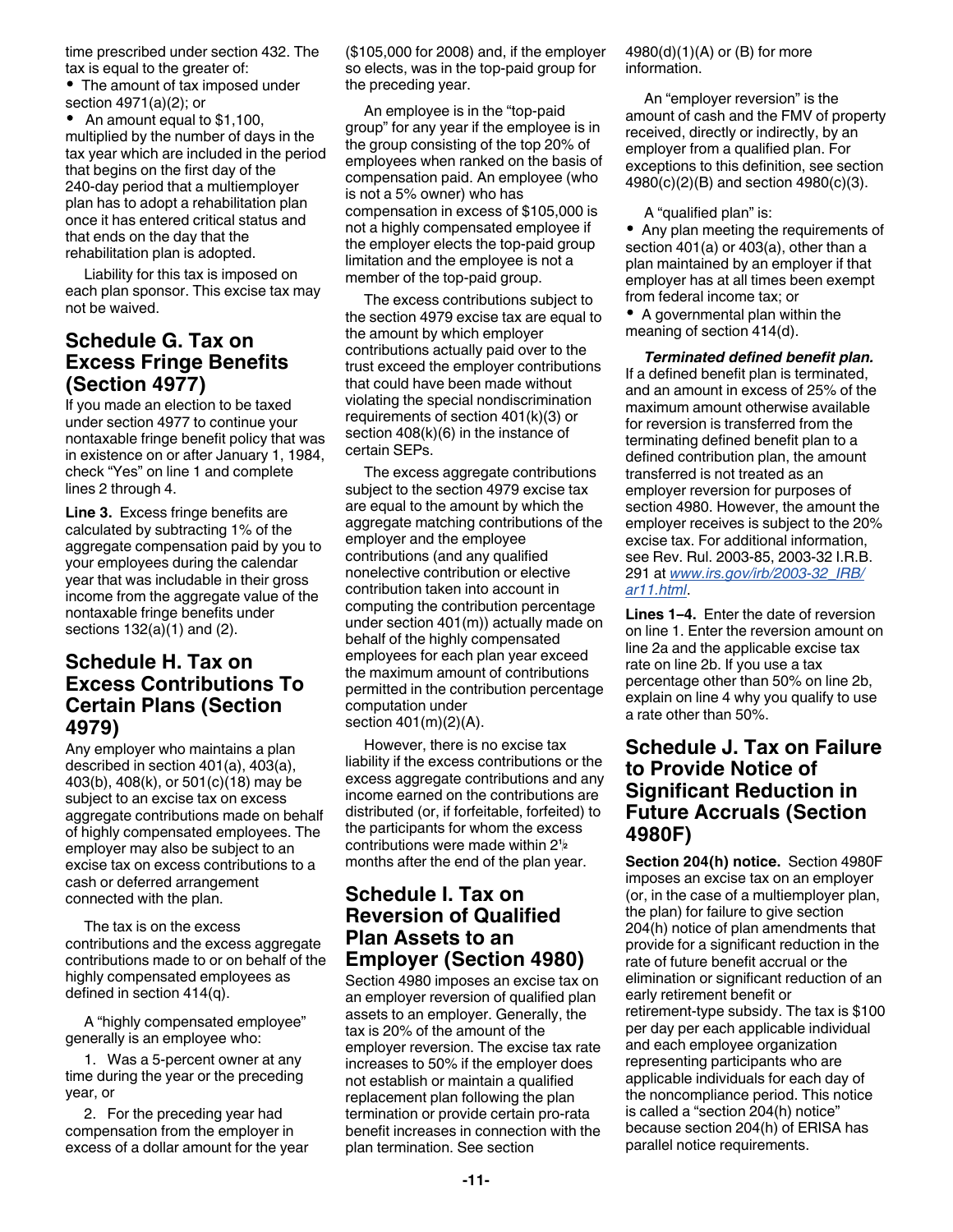time prescribed under section 432. The tax is equal to the greater of:

- The amount of tax imposed under section 4971(a)(2); or
- An amount equal to $1,100, multiplied by the number of days in the tax year which are included in the period that begins on the first day of the 240-day period that a multiemployer plan has to adopt a rehabilitation plan once it has entered critical status and that ends on the day that the rehabilitation plan is adopted.

Liability for this tax is imposed on each plan sponsor. This excise tax may not be waived.

## Schedule G. Tax on Excess Fringe Benefits (Section 4977)

If you made an election to be taxed under section 4977 to continue your nontaxable fringe benefit policy that was in existence on or after January 1, 1984, check "Yes" on line 1 and complete lines 2 through 4.

**Line 3.** Excess fringe benefits are calculated by subtracting 1% of the aggregate compensation paid by you to your employees during the calendar year that was includable in their gross income from the aggregate value of the nontaxable fringe benefits under sections 132(a)(1) and (2).

## Schedule H. Tax on Excess Contributions To Certain Plans (Section 4979)

Any employer who maintains a plan described in section 401(a), 403(a), 403(b), 408(k), or 501(c)(18) may be subject to an excise tax on excess aggregate contributions made on behalf of highly compensated employees. The employer may also be subject to an excise tax on excess contributions to a cash or deferred arrangement connected with the plan.

The tax is on the excess contributions and the excess aggregate contributions made to or on behalf of the highly compensated employees as defined in section 414(q).

A "highly compensated employee" generally is an employee who:

1. Was a 5-percent owner at any time during the year or the preceding year, or
2. For the preceding year had compensation from the employer in excess of a dollar amount for the year ($105,000 for 2008) and, if the employer so elects, was in the top-paid group for the preceding year.

An employee is in the "top-paid group" for any year if the employee is in the group consisting of the top 20% of employees when ranked on the basis of compensation paid. An employee (who is not a 5% owner) who has compensation in excess of $105,000 is not a highly compensated employee if the employer elects the top-paid group limitation and the employee is not a member of the top-paid group.

The excess contributions subject to the section 4979 excise tax are equal to the amount by which employer contributions actually paid over to the trust exceed the employer contributions that could have been made without violating the special nondiscrimination requirements of section 401(k)(3) or section 408(k)(6) in the instance of certain SEPs.

The excess aggregate contributions subject to the section 4979 excise tax are equal to the amount by which the aggregate matching contributions of the employer and the employee contributions (and any qualified nonelective contribution or elective contribution taken into account in computing the contribution percentage under section 401(m)) actually made on behalf of the highly compensated employees for each plan year exceed the maximum amount of contributions permitted in the contribution percentage computation under section 401(m)(2)(A).

However, there is no excise tax liability if the excess contributions or the excess aggregate contributions and any income earned on the contributions are distributed (or, if forfeitable, forfeited) to the participants for whom the excess contributions were made within 2½ months after the end of the plan year.

## Schedule I. Tax on Reversion of Qualified Plan Assets to an Employer (Section 4980)

Section 4980 imposes an excise tax on an employer reversion of qualified plan assets to an employer. Generally, the tax is 20% of the amount of the employer reversion. The excise tax rate increases to 50% if the employer does not establish or maintain a qualified replacement plan following the plan termination or provide certain pro-rata benefit increases in connection with the plan termination. See section 4980(d)(1)(A) or (B) for more information.

An "employer reversion" is the amount of cash and the FMV of property received, directly or indirectly, by an employer from a qualified plan. For exceptions to this definition, see section 4980(c)(2)(B) and section 4980(c)(3).

A "qualified plan" is:

- Any plan meeting the requirements of section 401(a) or 403(a), other than a plan maintained by an employer if that employer has at all times been exempt from federal income tax; or
- A governmental plan within the meaning of section 414(d).

***Terminated defined benefit plan.*** If a defined benefit plan is terminated, and an amount in excess of 25% of the maximum amount otherwise available for reversion is transferred from the terminating defined benefit plan to a defined contribution plan, the amount transferred is not treated as an employer reversion for purposes of section 4980. However, the amount the employer receives is subject to the 20% excise tax. For additional information, see Rev. Rul. 2003-85, 2003-32 I.R.B. 291 at *www.irs.gov/irb/2003-32_IRB/ar11.html*.

**Lines 1–4.** Enter the date of reversion on line 1. Enter the reversion amount on line 2a and the applicable excise tax rate on line 2b. If you use a tax percentage other than 50% on line 2b, explain on line 4 why you qualify to use a rate other than 50%.

## Schedule J. Tax on Failure to Provide Notice of Significant Reduction in Future Accruals (Section 4980F)

**Section 204(h) notice.** Section 4980F imposes an excise tax on an employer (or, in the case of a multiemployer plan, the plan) for failure to give section 204(h) notice of plan amendments that provide for a significant reduction in the rate of future benefit accrual or the elimination or significant reduction of an early retirement benefit or retirement-type subsidy. The tax is $100 per day per each applicable individual and each employee organization representing participants who are applicable individuals for each day of the noncompliance period. This notice is called a "section 204(h) notice" because section 204(h) of ERISA has parallel notice requirements.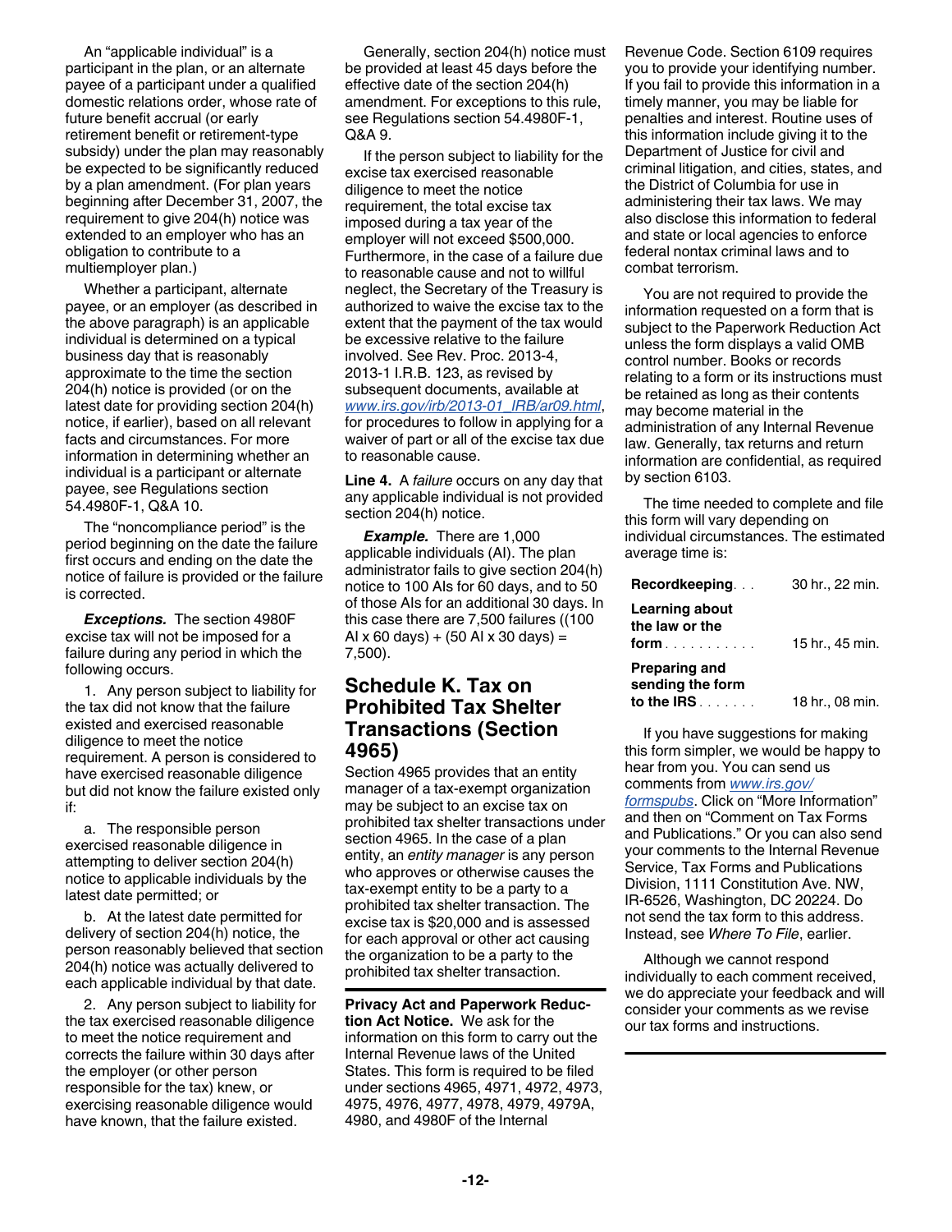An "applicable individual" is a participant in the plan, or an alternate payee of a participant under a qualified domestic relations order, whose rate of future benefit accrual (or early retirement benefit or retirement-type subsidy) under the plan may reasonably be expected to be significantly reduced by a plan amendment. (For plan years beginning after December 31, 2007, the requirement to give 204(h) notice was extended to an employer who has an obligation to contribute to a multiemployer plan.)

Whether a participant, alternate payee, or an employer (as described in the above paragraph) is an applicable individual is determined on a typical business day that is reasonably approximate to the time the section 204(h) notice is provided (or on the latest date for providing section 204(h) notice, if earlier), based on all relevant facts and circumstances. For more information in determining whether an individual is a participant or alternate payee, see Regulations section 54.4980F-1, Q&A 10.

The "noncompliance period" is the period beginning on the date the failure first occurs and ending on the date the notice of failure is provided or the failure is corrected.

***Exceptions.*** The section 4980F excise tax will not be imposed for a failure during any period in which the following occurs.

1. Any person subject to liability for the tax did not know that the failure existed and exercised reasonable diligence to meet the notice requirement. A person is considered to have exercised reasonable diligence but did not know the failure existed only if:

a. The responsible person exercised reasonable diligence in attempting to deliver section 204(h) notice to applicable individuals by the latest date permitted; or

b. At the latest date permitted for delivery of section 204(h) notice, the person reasonably believed that section 204(h) notice was actually delivered to each applicable individual by that date.

2. Any person subject to liability for the tax exercised reasonable diligence to meet the notice requirement and corrects the failure within 30 days after the employer (or other person responsible for the tax) knew, or exercising reasonable diligence would have known, that the failure existed.

Generally, section 204(h) notice must be provided at least 45 days before the effective date of the section 204(h) amendment. For exceptions to this rule, see Regulations section 54.4980F-1, Q&A 9.

If the person subject to liability for the excise tax exercised reasonable diligence to meet the notice requirement, the total excise tax imposed during a tax year of the employer will not exceed $500,000. Furthermore, in the case of a failure due to reasonable cause and not to willful neglect, the Secretary of the Treasury is authorized to waive the excise tax to the extent that the payment of the tax would be excessive relative to the failure involved. See Rev. Proc. 2013-4, 2013-1 I.R.B. 123, as revised by subsequent documents, available at *www.irs.gov/irb/2013-01_IRB/ar09.html*, for procedures to follow in applying for a waiver of part or all of the excise tax due to reasonable cause.

**Line 4.** A *failure* occurs on any day that any applicable individual is not provided section 204(h) notice.

***Example.*** There are 1,000 applicable individuals (AI). The plan administrator fails to give section 204(h) notice to 100 AIs for 60 days, and to 50 of those AIs for an additional 30 days. In this case there are 7,500 failures ((100 AI x 60 days) + (50 AI x 30 days) = 7,500).

## Schedule K. Tax on Prohibited Tax Shelter Transactions (Section 4965)

Section 4965 provides that an entity manager of a tax-exempt organization may be subject to an excise tax on prohibited tax shelter transactions under section 4965. In the case of a plan entity, an *entity manager* is any person who approves or otherwise causes the tax-exempt entity to be a party to a prohibited tax shelter transaction. The excise tax is $20,000 and is assessed for each approval or other act causing the organization to be a party to the prohibited tax shelter transaction.

**Privacy Act and Paperwork Reduction Act Notice.** We ask for the information on this form to carry out the Internal Revenue laws of the United States. This form is required to be filed under sections 4965, 4971, 4972, 4973, 4975, 4976, 4977, 4978, 4979, 4979A, 4980, and 4980F of the Internal Revenue Code. Section 6109 requires you to provide your identifying number. If you fail to provide this information in a timely manner, you may be liable for penalties and interest. Routine uses of this information include giving it to the Department of Justice for civil and criminal litigation, and cities, states, and the District of Columbia for use in administering their tax laws. We may also disclose this information to federal and state or local agencies to enforce federal nontax criminal laws and to combat terrorism.

You are not required to provide the information requested on a form that is subject to the Paperwork Reduction Act unless the form displays a valid OMB control number. Books or records relating to a form or its instructions must be retained as long as their contents may become material in the administration of any Internal Revenue law. Generally, tax returns and return information are confidential, as required by section 6103.

The time needed to complete and file this form will vary depending on individual circumstances. The estimated average time is:

| | |
|---|---|
| **Recordkeeping** | 30 hr., 22 min. |
| **Learning about the law or the form** | 15 hr., 45 min. |
| **Preparing and sending the form to the IRS** | 18 hr., 08 min. |

If you have suggestions for making this form simpler, we would be happy to hear from you. You can send us comments from *www.irs.gov/formspubs*. Click on "More Information" and then on "Comment on Tax Forms and Publications." Or you can also send your comments to the Internal Revenue Service, Tax Forms and Publications Division, 1111 Constitution Ave. NW, IR-6526, Washington, DC 20224. Do not send the tax form to this address. Instead, see *Where To File*, earlier.

Although we cannot respond individually to each comment received, we do appreciate your feedback and will consider your comments as we revise our tax forms and instructions.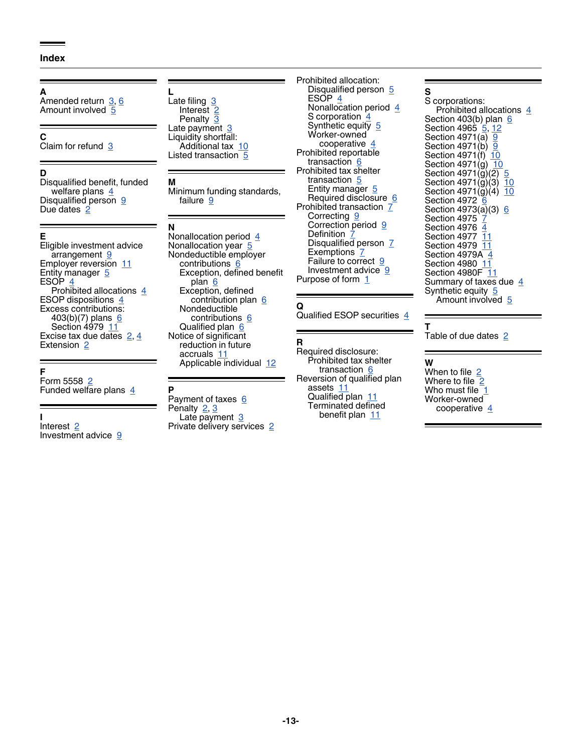## Index

**A**
Amended return 3, 6
Amount involved 5

**C**
Claim for refund 3

**D**
Disqualified benefit, funded welfare plans 4
Disqualified person 9
Due dates 2

**E**
Eligible investment advice arrangement 9
Employer reversion 11
Entity manager 5
ESOP 4
  Prohibited allocations 4
ESOP dispositions 4
Excess contributions:
  403(b)(7) plans 6
  Section 4979 11
Excise tax due dates 2, 4
Extension 2

**F**
Form 5558 2
Funded welfare plans 4

**I**
Interest 2
Investment advice 9

**L**
Late filing 3
  Interest 2
  Penalty 3
Late payment 3
Liquidity shortfall:
  Additional tax 10
Listed transaction 5

**M**
Minimum funding standards, failure 9

**N**
Nonallocation period 4
Nonallocation year 5
Nondeductible employer contributions 6
  Exception, defined benefit plan 6
  Exception, defined contribution plan 6
  Nondeductible contributions 6
  Qualified plan 6
Notice of significant reduction in future accruals 11
  Applicable individual 12

**P**
Payment of taxes 6
Penalty 2, 3
  Late payment 3
Private delivery services 2
Prohibited allocation:
  Disqualified person 5
  ESOP 4
  Nonallocation period 4
  S corporation 4
  Synthetic equity 5
  Worker-owned cooperative 4
Prohibited reportable transaction 6
Prohibited tax shelter transaction 5
  Entity manager 5
  Required disclosure 6
Prohibited transaction 7
  Correcting 9
  Correction period 9
  Definition 7
  Disqualified person 7
  Exemptions 7
  Failure to correct 9
  Investment advice 9
Purpose of form 1

**Q**
Qualified ESOP securities 4

**R**
Required disclosure:
  Prohibited tax shelter transaction 6
Reversion of qualified plan assets 11
  Qualified plan 11
  Terminated defined benefit plan 11

**S**
S corporations:
  Prohibited allocations 4
Section 403(b) plan 6
Section 4965 5, 12
Section 4971(a) 9
Section 4971(b) 9
Section 4971(f) 10
Section 4971(g) 10
Section 4971(g)(2) 5
Section 4971(g)(3) 10
Section 4971(g)(4) 10
Section 4972 6
Section 4973(a)(3) 6
Section 4975 7
Section 4976 4
Section 4977 11
Section 4979 11
Section 4979A 4
Section 4980 11
Section 4980F 11
Summary of taxes due 4
Synthetic equity 5
  Amount involved 5

**T**
Table of due dates 2

**W**
When to file 2
Where to file 2
Who must file 1
Worker-owned cooperative 4